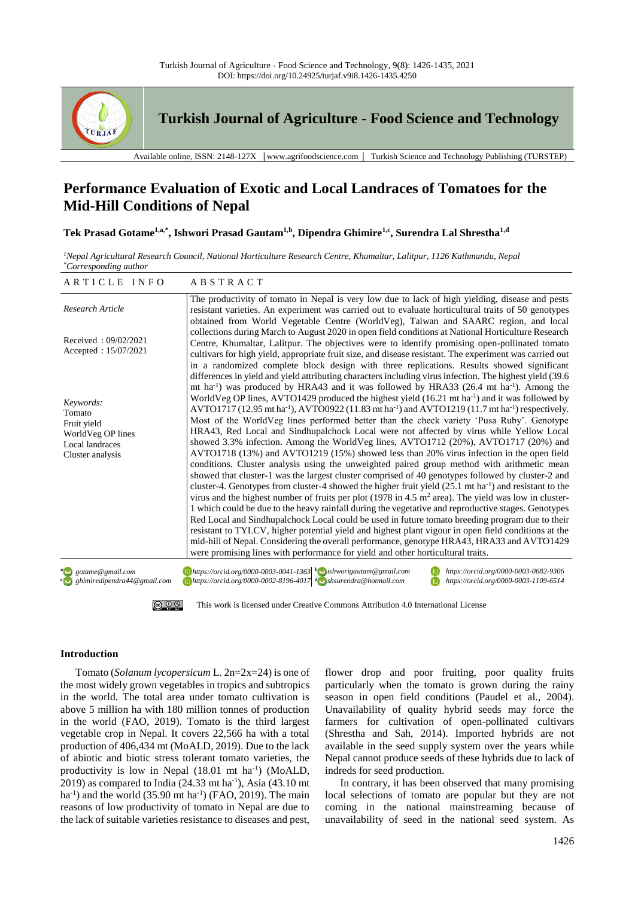# Performance Evaluation of Exotic and Local Landraces of Tomatoes for the Mid-Hill Conditions of Nepal

**Tek Prasad Gotame[1,a,*], Ishwori Prasad Gautam[1,b], Dipendra Ghimire[1,c], Surendra Lal Shrestha[1,d]**

*[1]Nepal Agricultural Research Council, National Horticulture Research Centre, Khumaltar, Lalitpur, 1126 Kathmandu, Nepal*
*[*]Corresponding author*

| ARTICLE INFO | ABSTRACT |
|---|---|
| *Research Article*<br><br>Received : 09/02/2021<br>Accepted : 15/07/2021<br><br>*Keywords:*<br>Tomato<br>Fruit yield<br>WorldVeg OP lines<br>Local landraces<br>Cluster analysis | The productivity of tomato in Nepal is very low due to lack of high yielding, disease and pests resistant varieties. An experiment was carried out to evaluate horticultural traits of 50 genotypes obtained from World Vegetable Centre (WorldVeg), Taiwan and SAARC region, and local collections during March to August 2020 in open field conditions at National Horticulture Research Centre, Khumaltar, Lalitpur. The objectives were to identify promising open-pollinated tomato cultivars for high yield, appropriate fruit size, and disease resistant. The experiment was carried out in a randomized complete block design with three replications. Results showed significant differences in yield and yield attributing characters including virus infection. The highest yield (39.6 mt ha$^{-1}$) was produced by HRA43 and it was followed by HRA33 (26.4 mt ha$^{-1}$). Among the WorldVeg OP lines, AVTO1429 produced the highest yield (16.21 mt ha$^{-1}$) and it was followed by AVTO1717 (12.95 mt ha$^{-1}$), AVTO0922 (11.83 mt ha$^{-1}$) and AVTO1219 (11.7 mt ha$^{-1}$) respectively. Most of the WorldVeg lines performed better than the check variety 'Pusa Ruby'. Genotype HRA43, Red Local and Sindhupalchock Local were not affected by virus while Yellow Local showed 3.3% infection. Among the WorldVeg lines, AVTO1712 (20%), AVTO1717 (20%) and AVTO1718 (13%) and AVTO1219 (15%) showed less than 20% virus infection in the open field conditions. Cluster analysis using the unweighted paired group method with arithmetic mean showed that cluster-1 was the largest cluster comprised of 40 genotypes followed by cluster-2 and cluster-4. Genotypes from cluster-4 showed the higher fruit yield (25.1 mt ha$^{-1}$) and resistant to the virus and the highest number of fruits per plot (1978 in 4.5 m$^2$ area). The yield was low in cluster-1 which could be due to the heavy rainfall during the vegetative and reproductive stages. Genotypes Red Local and Sindhupalchock Local could be used in future tomato breeding program due to their resistant to TYLCV, higher potential yield and highest plant vigour in open field conditions at the mid-hill of Nepal. Considering the overall performance, genotype HRA43, HRA33 and AVTO1429 were promising lines with performance for yield and other horticultural traits. |

[a] gotame@gmail.com https://orcid.org/0000-0003-0041-1363
[b] ishworigautam@gmail.com https://orcid.org/0000-0003-0682-9306
[c] ghimiredipendra44@gmail.com https://orcid.org/0000-0002-8196-4017
[d] shsurendra@hotmail.com https://orcid.org/0000-0003-1109-6514

This work is licensed under Creative Commons Attribution 4.0 International License

## Introduction

Tomato (*Solanum lycopersicum* L. 2n=2x=24) is one of the most widely grown vegetables in tropics and subtropics in the world. The total area under tomato cultivation is above 5 million ha with 180 million tonnes of production in the world (FAO, 2019). Tomato is the third largest vegetable crop in Nepal. It covers 22,566 ha with a total production of 406,434 mt (MoALD, 2019). Due to the lack of abiotic and biotic stress tolerant tomato varieties, the productivity is low in Nepal (18.01 mt ha$^{-1}$) (MoALD, 2019) as compared to India (24.33 mt ha$^{-1}$), Asia (43.10 mt ha$^{-1}$) and the world (35.90 mt ha$^{-1}$) (FAO, 2019). The main reasons of low productivity of tomato in Nepal are due to the lack of suitable varieties resistance to diseases and pest, flower drop and poor fruiting, poor quality fruits particularly when the tomato is grown during the rainy season in open field conditions (Paudel et al., 2004). Unavailability of quality hybrid seeds may force the farmers for cultivation of open-pollinated cultivars (Shrestha and Sah, 2014). Imported hybrids are not available in the seed supply system over the years while Nepal cannot produce seeds of these hybrids due to lack of indreds for seed production.

In contrary, it has been observed that many promising local selections of tomato are popular but they are not coming in the national mainstreaming because of unavailability of seed in the national seed system. As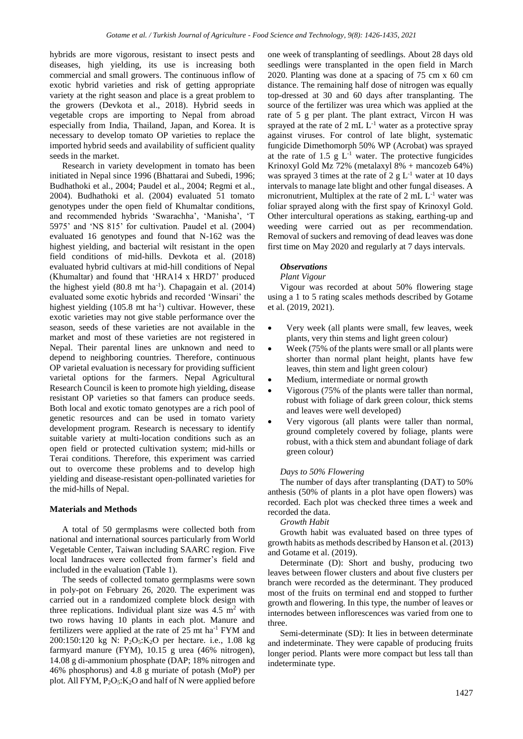hybrids are more vigorous, resistant to insect pests and diseases, high yielding, its use is increasing both commercial and small growers. The continuous inflow of exotic hybrid varieties and risk of getting appropriate variety at the right season and place is a great problem to the growers (Devkota et al., 2018). Hybrid seeds in vegetable crops are importing to Nepal from abroad especially from India, Thailand, Japan, and Korea. It is necessary to develop tomato OP varieties to replace the imported hybrid seeds and availability of sufficient quality seeds in the market.

Research in variety development in tomato has been initiated in Nepal since 1996 (Bhattarai and Subedi, 1996; Budhathoki et al., 2004; Paudel et al., 2004; Regmi et al., 2004). Budhathoki et al. (2004) evaluated 51 tomato genotypes under the open field of Khumaltar conditions, and recommended hybrids 'Swarachha', 'Manisha', 'T 5975' and 'NS 815' for cultivation. Paudel et al. (2004) evaluated 16 genotypes and found that N-162 was the highest yielding, and bacterial wilt resistant in the open field conditions of mid-hills. Devkota et al. (2018) evaluated hybrid cultivars at mid-hill conditions of Nepal (Khumaltar) and found that 'HRA14 x HRD7' produced the highest yield (80.8 mt ha$^{-1}$). Chapagain et al. (2014) evaluated some exotic hybrids and recorded 'Winsari' the highest yielding (105.8 mt ha$^{-1}$) cultivar. However, these exotic varieties may not give stable performance over the season, seeds of these varieties are not available in the market and most of these varieties are not registered in Nepal. Their parental lines are unknown and need to depend to neighboring countries. Therefore, continuous OP varietal evaluation is necessary for providing sufficient varietal options for the farmers. Nepal Agricultural Research Council is keen to promote high yielding, disease resistant OP varieties so that famers can produce seeds. Both local and exotic tomato genotypes are a rich pool of genetic resources and can be used in tomato variety development program. Research is necessary to identify suitable variety at multi-location conditions such as an open field or protected cultivation system; mid-hills or Terai conditions. Therefore, this experiment was carried out to overcome these problems and to develop high yielding and disease-resistant open-pollinated varieties for the mid-hills of Nepal.

## Materials and Methods

A total of 50 germplasms were collected both from national and international sources particularly from World Vegetable Center, Taiwan including SAARC region. Five local landraces were collected from farmer's field and included in the evaluation (Table 1).

The seeds of collected tomato germplasms were sown in poly-pot on February 26, 2020. The experiment was carried out in a randomized complete block design with three replications. Individual plant size was 4.5 m$^2$ with two rows having 10 plants in each plot. Manure and fertilizers were applied at the rate of 25 mt ha$^{-1}$ FYM and 200:150:120 kg N: $P_2O_5$:$K_2O$ per hectare. i.e., 1.08 kg farmyard manure (FYM), 10.15 g urea (46% nitrogen), 14.08 g di-ammonium phosphate (DAP; 18% nitrogen and 46% phosphorus) and 4.8 g muriate of potash (MoP) per plot. All FYM, $P_2O_5$:$K_2O$ and half of N were applied before one week of transplanting of seedlings. About 28 days old seedlings were transplanted in the open field in March 2020. Planting was done at a spacing of 75 cm x 60 cm distance. The remaining half dose of nitrogen was equally top-dressed at 30 and 60 days after transplanting. The source of the fertilizer was urea which was applied at the rate of 5 g per plant. The plant extract, Vircon H was sprayed at the rate of 2 mL L$^{-1}$ water as a protective spray against viruses. For control of late blight, systematic fungicide Dimethomorph 50% WP (Acrobat) was sprayed at the rate of 1.5 g L$^{-1}$ water. The protective fungicides Krinoxyl Gold Mz 72% (metalaxyl 8% + mancozeb 64%) was sprayed 3 times at the rate of 2 g L$^{-1}$ water at 10 days intervals to manage late blight and other fungal diseases. A micronutrient, Multiplex at the rate of 2 mL L$^{-1}$ water was foliar sprayed along with the first spay of Krinoxyl Gold. Other intercultural operations as staking, earthing-up and weeding were carried out as per recommendation. Removal of suckers and removing of dead leaves was done first time on May 2020 and regularly at 7 days intervals.

### Observations

#### Plant Vigour

Vigour was recorded at about 50% flowering stage using a 1 to 5 rating scales methods described by Gotame et al. (2019, 2021).

- Very week (all plants were small, few leaves, week plants, very thin stems and light green colour)
- Week (75% of the plants were small or all plants were shorter than normal plant height, plants have few leaves, thin stem and light green colour)
- Medium, intermediate or normal growth
- Vigorous (75% of the plants were taller than normal, robust with foliage of dark green colour, thick stems and leaves were well developed)
- Very vigorous (all plants were taller than normal, ground completely covered by foliage, plants were robust, with a thick stem and abundant foliage of dark green colour)

#### Days to 50% Flowering

The number of days after transplanting (DAT) to 50% anthesis (50% of plants in a plot have open flowers) was recorded. Each plot was checked three times a week and recorded the data.

#### Growth Habit

Growth habit was evaluated based on three types of growth habits as methods described by Hanson et al. (2013) and Gotame et al. (2019).

Determinate (D): Short and bushy, producing two leaves between flower clusters and about five clusters per branch were recorded as the determinant. They produced most of the fruits on terminal end and stopped to further growth and flowering. In this type, the number of leaves or internodes between inflorescences was varied from one to three.

Semi-determinate (SD): It lies in between determinate and indeterminate. They were capable of producing fruits longer period. Plants were more compact but less tall than indeterminate type.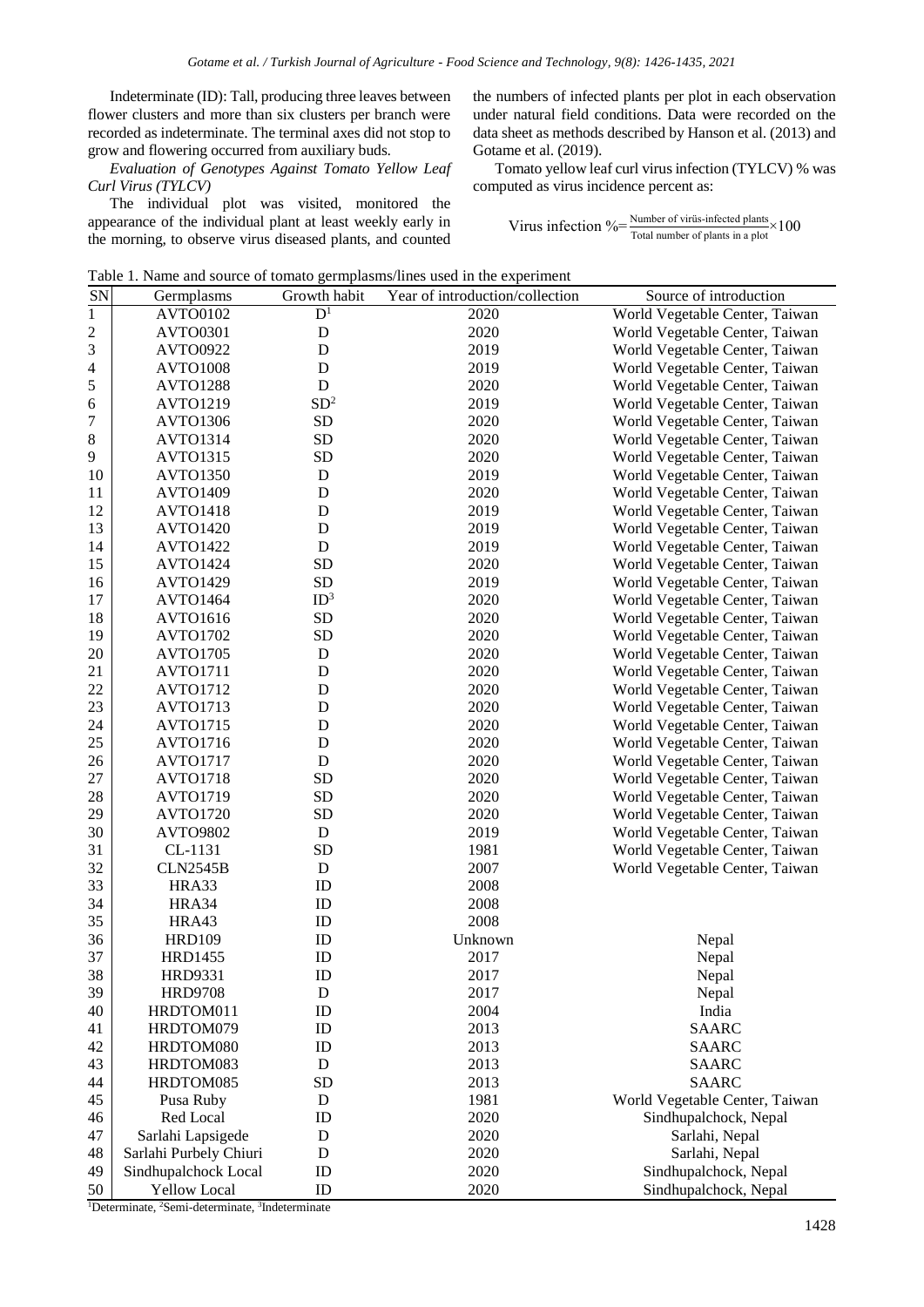Indeterminate (ID): Tall, producing three leaves between flower clusters and more than six clusters per branch were recorded as indeterminate. The terminal axes did not stop to grow and flowering occurred from auxiliary buds.

*Evaluation of Genotypes Against Tomato Yellow Leaf Curl Virus (TYLCV)*

The individual plot was visited, monitored the appearance of the individual plant at least weekly early in the morning, to observe virus diseased plants, and counted the numbers of infected plants per plot in each observation under natural field conditions. Data were recorded on the data sheet as methods described by Hanson et al. (2013) and Gotame et al. (2019).

Tomato yellow leaf curl virus infection (TYLCV) % was computed as virus incidence percent as:

$$\text{Virus infection \%} = \frac{\text{Number of virüs-infected plants}}{\text{Total number of plants in a plot}} \times 100$$

Table 1. Name and source of tomato germplasms/lines used in the experiment

| SN | Germplasms | Growth habit | Year of introduction/collection | Source of introduction |
|---|---|---|---|---|
| 1 | AVTO0102 | D[1] | 2020 | World Vegetable Center, Taiwan |
| 2 | AVTO0301 | D | 2020 | World Vegetable Center, Taiwan |
| 3 | AVTO0922 | D | 2019 | World Vegetable Center, Taiwan |
| 4 | AVTO1008 | D | 2019 | World Vegetable Center, Taiwan |
| 5 | AVTO1288 | D | 2020 | World Vegetable Center, Taiwan |
| 6 | AVTO1219 | SD[2] | 2019 | World Vegetable Center, Taiwan |
| 7 | AVTO1306 | SD | 2020 | World Vegetable Center, Taiwan |
| 8 | AVTO1314 | SD | 2020 | World Vegetable Center, Taiwan |
| 9 | AVTO1315 | SD | 2020 | World Vegetable Center, Taiwan |
| 10 | AVTO1350 | D | 2019 | World Vegetable Center, Taiwan |
| 11 | AVTO1409 | D | 2020 | World Vegetable Center, Taiwan |
| 12 | AVTO1418 | D | 2019 | World Vegetable Center, Taiwan |
| 13 | AVTO1420 | D | 2019 | World Vegetable Center, Taiwan |
| 14 | AVTO1422 | D | 2019 | World Vegetable Center, Taiwan |
| 15 | AVTO1424 | SD | 2020 | World Vegetable Center, Taiwan |
| 16 | AVTO1429 | SD | 2019 | World Vegetable Center, Taiwan |
| 17 | AVTO1464 | ID[3] | 2020 | World Vegetable Center, Taiwan |
| 18 | AVTO1616 | SD | 2020 | World Vegetable Center, Taiwan |
| 19 | AVTO1702 | SD | 2020 | World Vegetable Center, Taiwan |
| 20 | AVTO1705 | D | 2020 | World Vegetable Center, Taiwan |
| 21 | AVTO1711 | D | 2020 | World Vegetable Center, Taiwan |
| 22 | AVTO1712 | D | 2020 | World Vegetable Center, Taiwan |
| 23 | AVTO1713 | D | 2020 | World Vegetable Center, Taiwan |
| 24 | AVTO1715 | D | 2020 | World Vegetable Center, Taiwan |
| 25 | AVTO1716 | D | 2020 | World Vegetable Center, Taiwan |
| 26 | AVTO1717 | D | 2020 | World Vegetable Center, Taiwan |
| 27 | AVTO1718 | SD | 2020 | World Vegetable Center, Taiwan |
| 28 | AVTO1719 | SD | 2020 | World Vegetable Center, Taiwan |
| 29 | AVTO1720 | SD | 2020 | World Vegetable Center, Taiwan |
| 30 | AVTO9802 | D | 2019 | World Vegetable Center, Taiwan |
| 31 | CL-1131 | SD | 1981 | World Vegetable Center, Taiwan |
| 32 | CLN2545B | D | 2007 | World Vegetable Center, Taiwan |
| 33 | HRA33 | ID | 2008 | |
| 34 | HRA34 | ID | 2008 | |
| 35 | HRA43 | ID | 2008 | |
| 36 | HRD109 | ID | Unknown | Nepal |
| 37 | HRD1455 | ID | 2017 | Nepal |
| 38 | HRD9331 | ID | 2017 | Nepal |
| 39 | HRD9708 | D | 2017 | Nepal |
| 40 | HRDTOM011 | ID | 2004 | India |
| 41 | HRDTOM079 | ID | 2013 | SAARC |
| 42 | HRDTOM080 | ID | 2013 | SAARC |
| 43 | HRDTOM083 | D | 2013 | SAARC |
| 44 | HRDTOM085 | SD | 2013 | SAARC |
| 45 | Pusa Ruby | D | 1981 | World Vegetable Center, Taiwan |
| 46 | Red Local | ID | 2020 | Sindhupalchock, Nepal |
| 47 | Sarlahi Lapsigede | D | 2020 | Sarlahi, Nepal |
| 48 | Sarlahi Purbely Chiuri | D | 2020 | Sarlahi, Nepal |
| 49 | Sindhupalchock Local | ID | 2020 | Sindhupalchock, Nepal |
| 50 | Yellow Local | ID | 2020 | Sindhupalchock, Nepal |

[1]Determinate, [2]Semi-determinate, [3]Indeterminate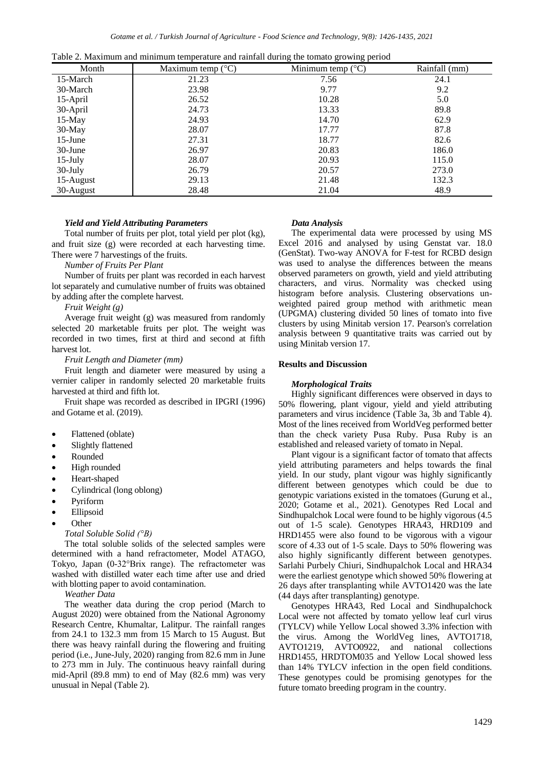Table 2. Maximum and minimum temperature and rainfall during the tomato growing period

| Month | Maximum temp (°C) | Minimum temp (°C) | Rainfall (mm) |
|---|---|---|---|
| 15-March | 21.23 | 7.56 | 24.1 |
| 30-March | 23.98 | 9.77 | 9.2 |
| 15-April | 26.52 | 10.28 | 5.0 |
| 30-April | 24.73 | 13.33 | 89.8 |
| 15-May | 24.93 | 14.70 | 62.9 |
| 30-May | 28.07 | 17.77 | 87.8 |
| 15-June | 27.31 | 18.77 | 82.6 |
| 30-June | 26.97 | 20.83 | 186.0 |
| 15-July | 28.07 | 20.93 | 115.0 |
| 30-July | 26.79 | 20.57 | 273.0 |
| 15-August | 29.13 | 21.48 | 132.3 |
| 30-August | 28.48 | 21.04 | 48.9 |

***Yield and Yield Attributing Parameters***

Total number of fruits per plot, total yield per plot (kg), and fruit size (g) were recorded at each harvesting time. There were 7 harvestings of the fruits.

*Number of Fruits Per Plant*

Number of fruits per plant was recorded in each harvest lot separately and cumulative number of fruits was obtained by adding after the complete harvest.

*Fruit Weight (g)*

Average fruit weight (g) was measured from randomly selected 20 marketable fruits per plot. The weight was recorded in two times, first at third and second at fifth harvest lot.

*Fruit Length and Diameter (mm)*

Fruit length and diameter were measured by using a vernier caliper in randomly selected 20 marketable fruits harvested at third and fifth lot.

Fruit shape was recorded as described in IPGRI (1996) and Gotame et al. (2019).

- Flattened (oblate)
- Slightly flattened
- Rounded
- High rounded
- Heart-shaped
- Cylindrical (long oblong)
- Pyriform
- Ellipsoid
- Other

*Total Soluble Solid (°B)*

The total soluble solids of the selected samples were determined with a hand refractometer, Model ATAGO, Tokyo, Japan (0-32°Brix range). The refractometer was washed with distilled water each time after use and dried with blotting paper to avoid contamination.

*Weather Data*

The weather data during the crop period (March to August 2020) were obtained from the National Agronomy Research Centre, Khumaltar, Lalitpur. The rainfall ranges from 24.1 to 132.3 mm from 15 March to 15 August. But there was heavy rainfall during the flowering and fruiting period (i.e., June-July, 2020) ranging from 82.6 mm in June to 273 mm in July. The continuous heavy rainfall during mid-April (89.8 mm) to end of May (82.6 mm) was very unusual in Nepal (Table 2).

***Data Analysis***

The experimental data were processed by using MS Excel 2016 and analysed by using Genstat var. 18.0 (GenStat). Two-way ANOVA for F-test for RCBD design was used to analyse the differences between the means observed parameters on growth, yield and yield attributing characters, and virus. Normality was checked using histogram before analysis. Clustering observations unweighted paired group method with arithmetic mean (UPGMA) clustering divided 50 lines of tomato into five clusters by using Minitab version 17. Pearson's correlation analysis between 9 quantitative traits was carried out by using Minitab version 17.

**Results and Discussion**

***Morphological Traits***

Highly significant differences were observed in days to 50% flowering, plant vigour, yield and yield attributing parameters and virus incidence (Table 3a, 3b and Table 4). Most of the lines received from WorldVeg performed better than the check variety Pusa Ruby. Pusa Ruby is an established and released variety of tomato in Nepal.

Plant vigour is a significant factor of tomato that affects yield attributing parameters and helps towards the final yield. In our study, plant vigour was highly significantly different between genotypes which could be due to genotypic variations existed in the tomatoes (Gurung et al., 2020; Gotame et al., 2021). Genotypes Red Local and Sindhupalchok Local were found to be highly vigorous (4.5 out of 1-5 scale). Genotypes HRA43, HRD109 and HRD1455 were also found to be vigorous with a vigour score of 4.33 out of 1-5 scale. Days to 50% flowering was also highly significantly different between genotypes. Sarlahi Purbely Chiuri, Sindhupalchok Local and HRA34 were the earliest genotype which showed 50% flowering at 26 days after transplanting while AVTO1420 was the late (44 days after transplanting) genotype.

Genotypes HRA43, Red Local and Sindhupalchock Local were not affected by tomato yellow leaf curl virus (TYLCV) while Yellow Local showed 3.3% infection with the virus. Among the WorldVeg lines, AVTO1718, AVTO1219, AVTO0922, and national collections HRD1455, HRDTOM035 and Yellow Local showed less than 14% TYLCV infection in the open field conditions. These genotypes could be promising genotypes for the future tomato breeding program in the country.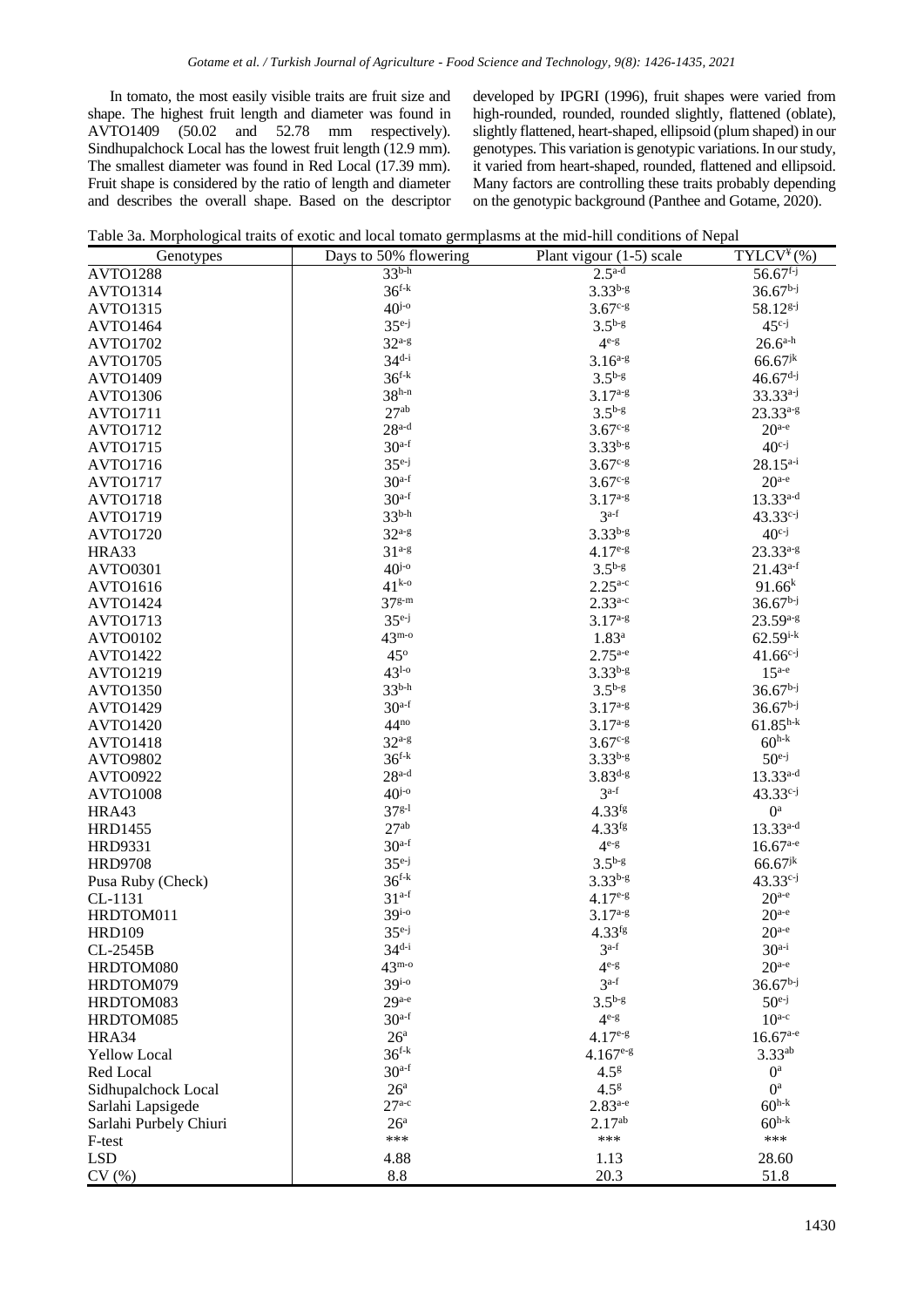In tomato, the most easily visible traits are fruit size and shape. The highest fruit length and diameter was found in AVTO1409 (50.02 and 52.78 mm respectively). Sindhupalchock Local has the lowest fruit length (12.9 mm). The smallest diameter was found in Red Local (17.39 mm). Fruit shape is considered by the ratio of length and diameter and describes the overall shape. Based on the descriptor developed by IPGRI (1996), fruit shapes were varied from high-rounded, rounded, rounded slightly, flattened (oblate), slightly flattened, heart-shaped, ellipsoid (plum shaped) in our genotypes. This variation is genotypic variations. In our study, it varied from heart-shaped, rounded, flattened and ellipsoid. Many factors are controlling these traits probably depending on the genotypic background (Panthee and Gotame, 2020).

Table 3a. Morphological traits of exotic and local tomato germplasms at the mid-hill conditions of Nepal

| Genotypes | Days to 50% flowering | Plant vigour (1-5) scale | TYLCV[¥] (%) |
|---|---|---|---|
| AVTO1288 | 33[b-h] | 2.5[a-d] | 56.67[f-j] |
| AVTO1314 | 36[f-k] | 3.33[b-g] | 36.67[b-j] |
| AVTO1315 | 40[j-o] | 3.67[c-g] | 58.12[g-j] |
| AVTO1464 | 35[e-j] | 3.5[b-g] | 45[c-j] |
| AVTO1702 | 32[a-g] | 4[e-g] | 26.6[a-h] |
| AVTO1705 | 34[d-i] | 3.16[a-g] | 66.67[jk] |
| AVTO1409 | 36[f-k] | 3.5[b-g] | 46.67[d-j] |
| AVTO1306 | 38[h-n] | 3.17[a-g] | 33.33[a-j] |
| AVTO1711 | 27[ab] | 3.5[b-g] | 23.33[a-g] |
| AVTO1712 | 28[a-d] | 3.67[c-g] | 20[a-e] |
| AVTO1715 | 30[a-f] | 3.33[b-g] | 40[c-j] |
| AVTO1716 | 35[e-j] | 3.67[c-g] | 28.15[a-i] |
| AVTO1717 | 30[a-f] | 3.67[c-g] | 20[a-e] |
| AVTO1718 | 30[a-f] | 3.17[a-g] | 13.33[a-d] |
| AVTO1719 | 33[b-h] | 3[a-f] | 43.33[c-j] |
| AVTO1720 | 32[a-g] | 3.33[b-g] | 40[c-j] |
| HRA33 | 31[a-g] | 4.17[e-g] | 23.33[a-g] |
| AVTO0301 | 40[j-o] | 3.5[b-g] | 21.43[a-f] |
| AVTO1616 | 41[k-o] | 2.25[a-c] | 91.66[k] |
| AVTO1424 | 37[g-m] | 2.33[a-c] | 36.67[b-j] |
| AVTO1713 | 35[e-j] | 3.17[a-g] | 23.59[a-g] |
| AVTO0102 | 43[m-o] | 1.83[a] | 62.59[i-k] |
| AVTO1422 | 45[o] | 2.75[a-e] | 41.66[c-j] |
| AVTO1219 | 43[l-o] | 3.33[b-g] | 15[a-e] |
| AVTO1350 | 33[b-h] | 3.5[b-g] | 36.67[b-j] |
| AVTO1429 | 30[a-f] | 3.17[a-g] | 36.67[b-j] |
| AVTO1420 | 44[no] | 3.17[a-g] | 61.85[h-k] |
| AVTO1418 | 32[a-g] | 3.67[c-g] | 60[h-k] |
| AVTO9802 | 36[f-k] | 3.33[b-g] | 50[e-j] |
| AVTO0922 | 28[a-d] | 3.83[d-g] | 13.33[a-d] |
| AVTO1008 | 40[j-o] | 3[a-f] | 43.33[c-j] |
| HRA43 | 37[g-l] | 4.33[fg] | 0[a] |
| HRD1455 | 27[ab] | 4.33[fg] | 13.33[a-d] |
| HRD9331 | 30[a-f] | 4[e-g] | 16.67[a-e] |
| HRD9708 | 35[e-j] | 3.5[b-g] | 66.67[jk] |
| Pusa Ruby (Check) | 36[f-k] | 3.33[b-g] | 43.33[c-j] |
| CL-1131 | 31[a-f] | 4.17[e-g] | 20[a-e] |
| HRDTOM011 | 39[i-o] | 3.17[a-g] | 20[a-e] |
| HRD109 | 35[e-j] | 4.33[fg] | 20[a-e] |
| CL-2545B | 34[d-i] | 3[a-f] | 30[a-i] |
| HRDTOM080 | 43[m-o] | 4[e-g] | 20[a-e] |
| HRDTOM079 | 39[i-o] | 3[a-f] | 36.67[b-j] |
| HRDTOM083 | 29[a-e] | 3.5[b-g] | 50[e-j] |
| HRDTOM085 | 30[a-f] | 4[e-g] | 10[a-c] |
| HRA34 | 26[a] | 4.17[e-g] | 16.67[a-e] |
| Yellow Local | 36[f-k] | 4.167[e-g] | 3.33[ab] |
| Red Local | 30[a-f] | 4.5[g] | 0[a] |
| Sidhupalchock Local | 26[a] | 4.5[g] | 0[a] |
| Sarlahi Lapsigede | 27[a-c] | 2.83[a-e] | 60[h-k] |
| Sarlahi Purbely Chiuri | 26[a] | 2.17[ab] | 60[h-k] |
| F-test | *** | *** | *** |
| LSD | 4.88 | 1.13 | 28.60 |
| CV (%) | 8.8 | 20.3 | 51.8 |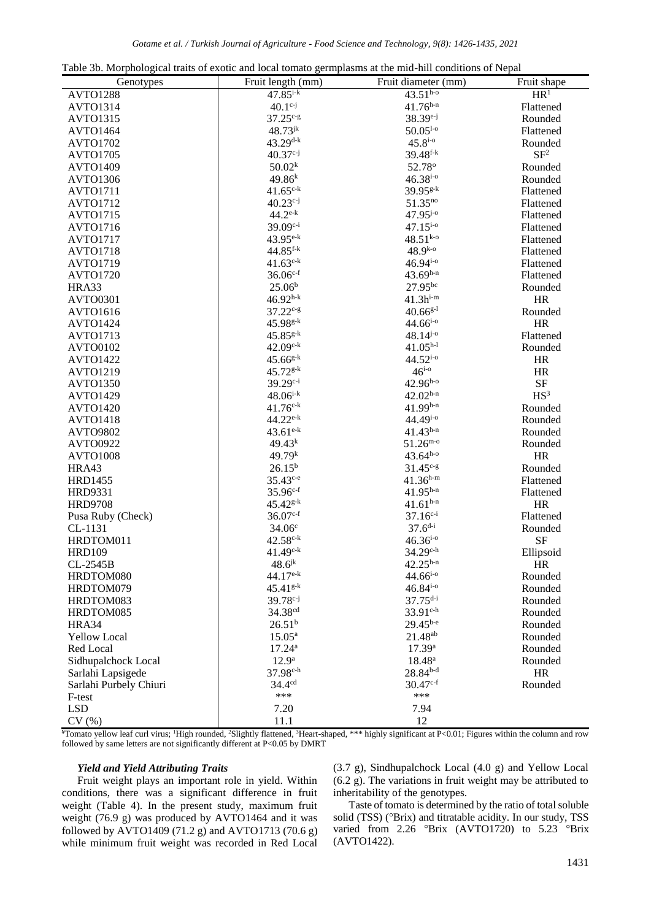Table 3b. Morphological traits of exotic and local tomato germplasms at the mid-hill conditions of Nepal

| Genotypes | Fruit length (mm) | Fruit diameter (mm) | Fruit shape |
|---|---|---|---|
| AVTO1288 | 47.85$^{i\text{-}k}$ | 43.51$^{h\text{-}o}$ | HR[1] |
| AVTO1314 | 40.1$^{c\text{-}j}$ | 41.76$^{h\text{-}n}$ | Flattened |
| AVTO1315 | 37.25$^{c\text{-}g}$ | 38.39$^{e\text{-}j}$ | Rounded |
| AVTO1464 | 48.73$^{jk}$ | 50.05$^{l\text{-}o}$ | Flattened |
| AVTO1702 | 43.29$^{d\text{-}k}$ | 45.8$^{i\text{-}o}$ | Rounded |
| AVTO1705 | 40.37$^{c\text{-}j}$ | 39.48$^{f\text{-}k}$ | SF[2] |
| AVTO1409 | 50.02$^{k}$ | 52.78$^{o}$ | Rounded |
| AVTO1306 | 49.86$^{k}$ | 46.38$^{i\text{-}o}$ | Rounded |
| AVTO1711 | 41.65$^{c\text{-}k}$ | 39.95$^{g\text{-}k}$ | Flattened |
| AVTO1712 | 40.23$^{c\text{-}j}$ | 51.35$^{no}$ | Flattened |
| AVTO1715 | 44.2$^{e\text{-}k}$ | 47.95$^{j\text{-}o}$ | Flattened |
| AVTO1716 | 39.09$^{c\text{-}i}$ | 47.15$^{i\text{-}o}$ | Flattened |
| AVTO1717 | 43.95$^{e\text{-}k}$ | 48.51$^{k\text{-}o}$ | Flattened |
| AVTO1718 | 44.85$^{f\text{-}k}$ | 48.9$^{k\text{-}o}$ | Flattened |
| AVTO1719 | 41.63$^{c\text{-}k}$ | 46.94$^{i\text{-}o}$ | Flattened |
| AVTO1720 | 36.06$^{c\text{-}f}$ | 43.69$^{h\text{-}n}$ | Flattened |
| HRA33 | 25.06$^{b}$ | 27.95$^{bc}$ | Rounded |
| AVTO0301 | 46.92$^{h\text{-}k}$ | 41.3$h^{i\text{-}m}$ | HR |
| AVTO1616 | 37.22$^{c\text{-}g}$ | 40.66$^{g\text{-}l}$ | Rounded |
| AVTO1424 | 45.98$^{g\text{-}k}$ | 44.66$^{i\text{-}o}$ | HR |
| AVTO1713 | 45.85$^{g\text{-}k}$ | 48.14$^{j\text{-}o}$ | Flattened |
| AVTO0102 | 42.09$^{c\text{-}k}$ | 41.05$^{h\text{-}l}$ | Rounded |
| AVTO1422 | 45.66$^{g\text{-}k}$ | 44.52$^{i\text{-}o}$ | HR |
| AVTO1219 | 45.72$^{g\text{-}k}$ | 46$^{i\text{-}o}$ | HR |
| AVTO1350 | 39.29$^{c\text{-}i}$ | 42.96$^{h\text{-}o}$ | SF |
| AVTO1429 | 48.06$^{i\text{-}k}$ | 42.02$^{h\text{-}n}$ | HS[3] |
| AVTO1420 | 41.76$^{c\text{-}k}$ | 41.99$^{h\text{-}n}$ | Rounded |
| AVTO1418 | 44.22$^{e\text{-}k}$ | 44.49$^{i\text{-}o}$ | Rounded |
| AVTO9802 | 43.61$^{e\text{-}k}$ | 41.43$^{h\text{-}n}$ | Rounded |
| AVTO0922 | 49.43$^{k}$ | 51.26$^{m\text{-}o}$ | Rounded |
| AVTO1008 | 49.79$^{k}$ | 43.64$^{h\text{-}o}$ | HR |
| HRA43 | 26.15$^{b}$ | 31.45$^{c\text{-}g}$ | Rounded |
| HRD1455 | 35.43$^{c\text{-}e}$ | 41.36$^{h\text{-}m}$ | Flattened |
| HRD9331 | 35.96$^{c\text{-}f}$ | 41.95$^{h\text{-}n}$ | Flattened |
| HRD9708 | 45.42$^{g\text{-}k}$ | 41.61$^{h\text{-}n}$ | HR |
| Pusa Ruby (Check) | 36.07$^{c\text{-}f}$ | 37.16$^{c\text{-}i}$ | Flattened |
| CL-1131 | 34.06$^{c}$ | 37.6$^{d\text{-}i}$ | Rounded |
| HRDTOM011 | 42.58$^{c\text{-}k}$ | 46.36$^{i\text{-}o}$ | SF |
| HRD109 | 41.49$^{c\text{-}k}$ | 34.29$^{c\text{-}h}$ | Ellipsoid |
| CL-2545B | 48.6$^{jk}$ | 42.25$^{h\text{-}n}$ | HR |
| HRDTOM080 | 44.17$^{e\text{-}k}$ | 44.66$^{i\text{-}o}$ | Rounded |
| HRDTOM079 | 45.41$^{g\text{-}k}$ | 46.84$^{i\text{-}o}$ | Rounded |
| HRDTOM083 | 39.78$^{c\text{-}j}$ | 37.75$^{d\text{-}i}$ | Rounded |
| HRDTOM085 | 34.38$^{cd}$ | 33.91$^{c\text{-}h}$ | Rounded |
| HRA34 | 26.51$^{b}$ | 29.45$^{b\text{-}e}$ | Rounded |
| Yellow Local | 15.05$^{a}$ | 21.48$^{ab}$ | Rounded |
| Red Local | 17.24$^{a}$ | 17.39$^{a}$ | Rounded |
| Sidhupalchock Local | 12.9$^{a}$ | 18.48$^{a}$ | Rounded |
| Sarlahi Lapsigede | 37.98$^{c\text{-}h}$ | 28.84$^{b\text{-}d}$ | HR |
| Sarlahi Purbely Chiuri | 34.4$^{cd}$ | 30.47$^{c\text{-}f}$ | Rounded |
| F-test | *** | *** | |
| LSD | 7.20 | 7.94 | |
| CV (%) | 11.1 | 12 | |

[¥]Tomato yellow leaf curl virus; [1]High rounded, [2]Slightly flattened, [3]Heart-shaped, *** highly significant at P<0.01; Figures within the column and row followed by same letters are not significantly different at P<0.05 by DMRT

### *Yield and Yield Attributing Traits*

Fruit weight plays an important role in yield. Within conditions, there was a significant difference in fruit weight (Table 4). In the present study, maximum fruit weight (76.9 g) was produced by AVTO1464 and it was followed by AVTO1409 (71.2 g) and AVTO1713 (70.6 g) while minimum fruit weight was recorded in Red Local (3.7 g), Sindhupalchock Local (4.0 g) and Yellow Local (6.2 g). The variations in fruit weight may be attributed to inheritability of the genotypes.

Taste of tomato is determined by the ratio of total soluble solid (TSS) (°Brix) and titratable acidity. In our study, TSS varied from 2.26 °Brix (AVTO1720) to 5.23 °Brix (AVTO1422).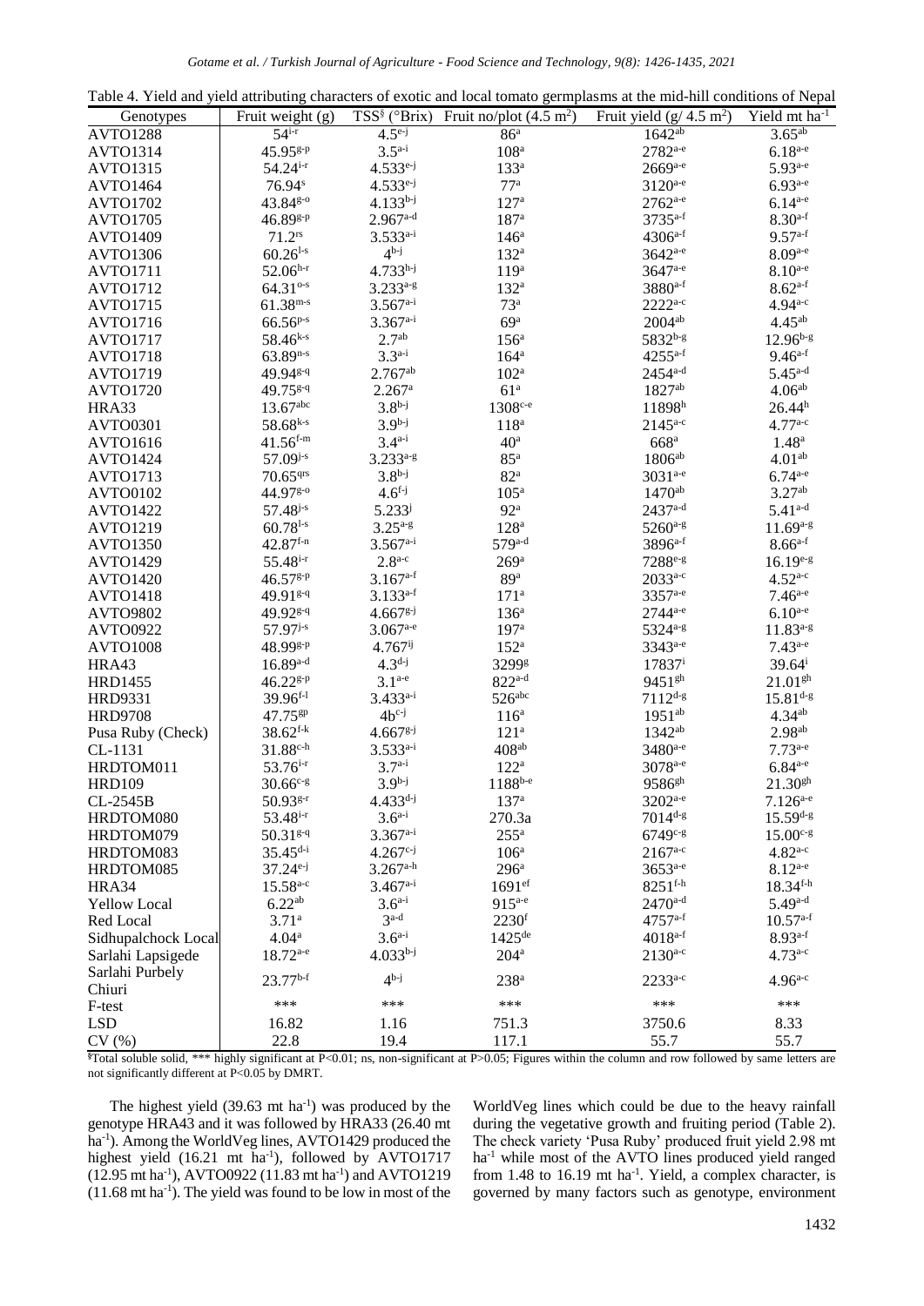Table 4. Yield and yield attributing characters of exotic and local tomato germplasms at the mid-hill conditions of Nepal

| Genotypes | Fruit weight (g) | TSS[§] (°Brix) | Fruit no/plot (4.5 $m^2$) | Fruit yield (g/ 4.5 $m^2$) | Yield mt $ha^{-1}$ |
|---|---|---|---|---|---|
| AVTO1288 | 54[i-r] | 4.5[e-j] | 86[a] | 1642[ab] | 3.65[ab] |
| AVTO1314 | 45.95[g-p] | 3.5[a-i] | 108[a] | 2782[a-e] | 6.18[a-e] |
| AVTO1315 | 54.24[i-r] | 4.533[e-j] | 133[a] | 2669[a-e] | 5.93[a-e] |
| AVTO1464 | 76.94[s] | 4.533[e-j] | 77[a] | 3120[a-e] | 6.93[a-e] |
| AVTO1702 | 43.84[g-o] | 4.133[b-j] | 127[a] | 2762[a-e] | 6.14[a-e] |
| AVTO1705 | 46.89[g-p] | 2.967[a-d] | 187[a] | 3735[a-f] | 8.30[a-f] |
| AVTO1409 | 71.2[rs] | 3.533[a-i] | 146[a] | 4306[a-f] | 9.57[a-f] |
| AVTO1306 | 60.26[l-s] | 4[b-j] | 132[a] | 3642[a-e] | 8.09[a-e] |
| AVTO1711 | 52.06[h-r] | 4.733[h-j] | 119[a] | 3647[a-e] | 8.10[a-e] |
| AVTO1712 | 64.31[o-s] | 3.233[a-g] | 132[a] | 3880[a-f] | 8.62[a-f] |
| AVTO1715 | 61.38[m-s] | 3.567[a-i] | 73[a] | 2222[a-c] | 4.94[a-c] |
| AVTO1716 | 66.56[p-s] | 3.367[a-i] | 69[a] | 2004[ab] | 4.45[ab] |
| AVTO1717 | 58.46[k-s] | 2.7[ab] | 156[a] | 5832[b-g] | 12.96[b-g] |
| AVTO1718 | 63.89[n-s] | 3.3[a-i] | 164[a] | 4255[a-f] | 9.46[a-f] |
| AVTO1719 | 49.94[g-q] | 2.767[ab] | 102[a] | 2454[a-d] | 5.45[a-d] |
| AVTO1720 | 49.75[g-q] | 2.267[a] | 61[a] | 1827[ab] | 4.06[ab] |
| HRA33 | 13.67[abc] | 3.8[b-j] | 1308[c-e] | 11898[h] | 26.44[h] |
| AVTO0301 | 58.68[k-s] | 3.9[b-j] | 118[a] | 2145[a-c] | 4.77[a-c] |
| AVTO1616 | 41.56[f-m] | 3.4[a-i] | 40[a] | 668[a] | 1.48[a] |
| AVTO1424 | 57.09[j-s] | 3.233[a-g] | 85[a] | 1806[ab] | 4.01[ab] |
| AVTO1713 | 70.65[qrs] | 3.8[b-j] | 82[a] | 3031[a-e] | 6.74[a-e] |
| AVTO0102 | 44.97[g-o] | 4.6[f-j] | 105[a] | 1470[ab] | 3.27[ab] |
| AVTO1422 | 57.48[j-s] | 5.233[j] | 92[a] | 2437[a-d] | 5.41[a-d] |
| AVTO1219 | 60.78[l-s] | 3.25[a-g] | 128[a] | 5260[a-g] | 11.69[a-g] |
| AVTO1350 | 42.87[f-n] | 3.567[a-i] | 579[a-d] | 3896[a-f] | 8.66[a-f] |
| AVTO1429 | 55.48[i-r] | 2.8[a-c] | 269[a] | 7288[e-g] | 16.19[e-g] |
| AVTO1420 | 46.57[g-p] | 3.167[a-f] | 89[a] | 2033[a-c] | 4.52[a-c] |
| AVTO1418 | 49.91[g-q] | 3.133[a-f] | 171[a] | 3357[a-e] | 7.46[a-e] |
| AVTO9802 | 49.92[g-q] | 4.667[g-j] | 136[a] | 2744[a-e] | 6.10[a-e] |
| AVTO0922 | 57.97[j-s] | 3.067[a-e] | 197[a] | 5324[a-g] | 11.83[a-g] |
| AVTO1008 | 48.99[g-p] | 4.767[ij] | 152[a] | 3343[a-e] | 7.43[a-e] |
| HRA43 | 16.89[a-d] | 4.3[d-j] | 3299[g] | 17837[i] | 39.64[i] |
| HRD1455 | 46.22[g-p] | 3.1[a-e] | 822[a-d] | 9451[gh] | 21.01[gh] |
| HRD9331 | 39.96[f-l] | 3.433[a-i] | 526[abc] | 7112[d-g] | 15.81[d-g] |
| HRD9708 | 47.75[gp] | 4b[c-j] | 116[a] | 1951[ab] | 4.34[ab] |
| Pusa Ruby (Check) | 38.62[f-k] | 4.667[g-j] | 121[a] | 1342[ab] | 2.98[ab] |
| CL-1131 | 31.88[c-h] | 3.533[a-i] | 408[ab] | 3480[a-e] | 7.73[a-e] |
| HRDTOM011 | 53.76[i-r] | 3.7[a-i] | 122[a] | 3078[a-e] | 6.84[a-e] |
| HRD109 | 30.66[c-g] | 3.9[b-j] | 1188[b-e] | 9586[gh] | 21.30[gh] |
| CL-2545B | 50.93[g-r] | 4.433[d-j] | 137[a] | 3202[a-e] | 7.126[a-e] |
| HRDTOM080 | 53.48[i-r] | 3.6[a-i] | 270.3a | 7014[d-g] | 15.59[d-g] |
| HRDTOM079 | 50.31[g-q] | 3.367[a-i] | 255[a] | 6749[c-g] | 15.00[c-g] |
| HRDTOM083 | 35.45[d-i] | 4.267[c-j] | 106[a] | 2167[a-c] | 4.82[a-c] |
| HRDTOM085 | 37.24[e-j] | 3.267[a-h] | 296[a] | 3653[a-e] | 8.12[a-e] |
| HRA34 | 15.58[a-c] | 3.467[a-i] | 1691[ef] | 8251[f-h] | 18.34[f-h] |
| Yellow Local | 6.22[ab] | 3.6[a-i] | 915[a-e] | 2470[a-d] | 5.49[a-d] |
| Red Local | 3.71[a] | 3[a-d] | 2230[f] | 4757[a-f] | 10.57[a-f] |
| Sidhupalchock Local | 4.04[a] | 3.6[a-i] | 1425[de] | 4018[a-f] | 8.93[a-f] |
| Sarlahi Lapsigede | 18.72[a-e] | 4.033[b-j] | 204[a] | 2130[a-c] | 4.73[a-c] |
| Sarlahi Purbely Chiuri | 23.77[b-f] | 4[b-j] | 238[a] | 2233[a-c] | 4.96[a-c] |
| F-test | *** | *** | *** | *** | *** |
| LSD | 16.82 | 1.16 | 751.3 | 3750.6 | 8.33 |
| CV (%) | 22.8 | 19.4 | 117.1 | 55.7 | 55.7 |

[§]Total soluble solid, *** highly significant at P<0.01; ns, non-significant at P>0.05; Figures within the column and row followed by same letters are not significantly different at P<0.05 by DMRT.

The highest yield (39.63 mt $ha^{-1}$) was produced by the genotype HRA43 and it was followed by HRA33 (26.40 mt $ha^{-1}$). Among the WorldVeg lines, AVTO1429 produced the highest yield (16.21 mt $ha^{-1}$), followed by AVTO1717 (12.95 mt $ha^{-1}$), AVTO0922 (11.83 mt $ha^{-1}$) and AVTO1219 (11.68 mt $ha^{-1}$). The yield was found to be low in most of the WorldVeg lines which could be due to the heavy rainfall during the vegetative growth and fruiting period (Table 2). The check variety 'Pusa Ruby' produced fruit yield 2.98 mt $ha^{-1}$ while most of the AVTO lines produced yield ranged from 1.48 to 16.19 mt $ha^{-1}$. Yield, a complex character, is governed by many factors such as genotype, environment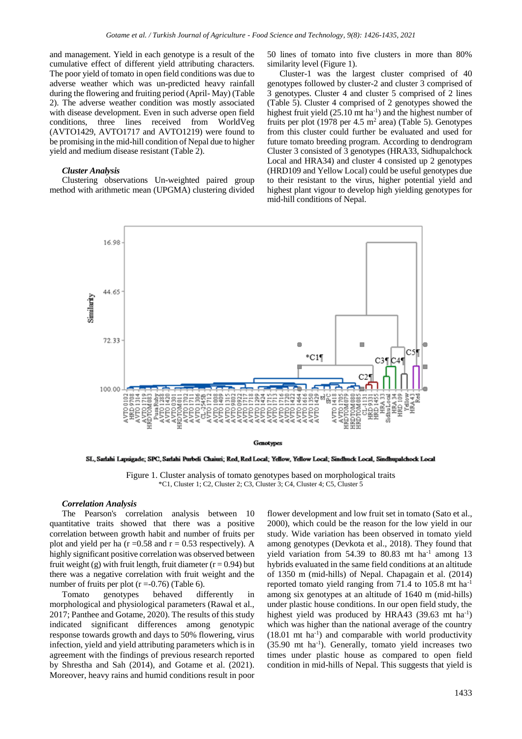and management. Yield in each genotype is a result of the cumulative effect of different yield attributing characters. The poor yield of tomato in open field conditions was due to adverse weather which was un-predicted heavy rainfall during the flowering and fruiting period (April- May) (Table 2). The adverse weather condition was mostly associated with disease development. Even in such adverse open field conditions, three lines received from WorldVeg (AVTO1429, AVTO1717 and AVTO1219) were found to be promising in the mid-hill condition of Nepal due to higher yield and medium disease resistant (Table 2).

### *Cluster Analysis*

Clustering observations Un-weighted paired group method with arithmetic mean (UPGMA) clustering divided 50 lines of tomato into five clusters in more than 80% similarity level (Figure 1).

Cluster-1 was the largest cluster comprised of 40 genotypes followed by cluster-2 and cluster 3 comprised of 3 genotypes. Cluster 4 and cluster 5 comprised of 2 lines (Table 5). Cluster 4 comprised of 2 genotypes showed the highest fruit yield (25.10 mt ha$^{-1}$) and the highest number of fruits per plot (1978 per 4.5 m$^2$ area) (Table 5). Genotypes from this cluster could further be evaluated and used for future tomato breeding program. According to dendrogram Cluster 3 consisted of 3 genotypes (HRA33, Sidhupalchock Local and HRA34) and cluster 4 consisted up 2 genotypes (HRD109 and Yellow Local) could be useful genotypes due to their resistant to the virus, higher potential yield and highest plant vigour to develop high yielding genotypes for mid-hill conditions of Nepal.

SL, Sarlahi Lapsigade; SPC, Sarlahi Purbeli Chaiuri; Red, Red Local; Yellow, Yellow Local; Sindhuck Local, Sindhupalchock Local

Figure 1. Cluster analysis of tomato genotypes based on morphological traits
*C1, Cluster 1; C2, Cluster 2; C3, Cluster 3; C4, Cluster 4; C5, Cluster 5

### *Correlation Analysis*

The Pearson's correlation analysis between 10 quantitative traits showed that there was a positive correlation between growth habit and number of fruits per plot and yield per ha (r =0.58 and r = 0.53 respectively). A highly significant positive correlation was observed between fruit weight (g) with fruit length, fruit diameter (r = 0.94) but there was a negative correlation with fruit weight and the number of fruits per plot (r =-0.76) (Table 6).

Tomato genotypes behaved differently in morphological and physiological parameters (Rawal et al., 2017; Panthee and Gotame, 2020). The results of this study indicated significant differences among genotypic response towards growth and days to 50% flowering, virus infection, yield and yield attributing parameters which is in agreement with the findings of previous research reported by Shrestha and Sah (2014), and Gotame et al. (2021). Moreover, heavy rains and humid conditions result in poor flower development and low fruit set in tomato (Sato et al., 2000), which could be the reason for the low yield in our study. Wide variation has been observed in tomato yield among genotypes (Devkota et al., 2018). They found that yield variation from 54.39 to 80.83 mt ha$^{-1}$ among 13 hybrids evaluated in the same field conditions at an altitude of 1350 m (mid-hills) of Nepal. Chapagain et al. (2014) reported tomato yield ranging from 71.4 to 105.8 mt ha$^{-1}$ among six genotypes at an altitude of 1640 m (mid-hills) under plastic house conditions. In our open field study, the highest yield was produced by HRA43 (39.63 mt ha$^{-1}$) which was higher than the national average of the country (18.01 mt ha$^{-1}$) and comparable with world productivity (35.90 mt ha$^{-1}$). Generally, tomato yield increases two times under plastic house as compared to open field condition in mid-hills of Nepal. This suggests that yield is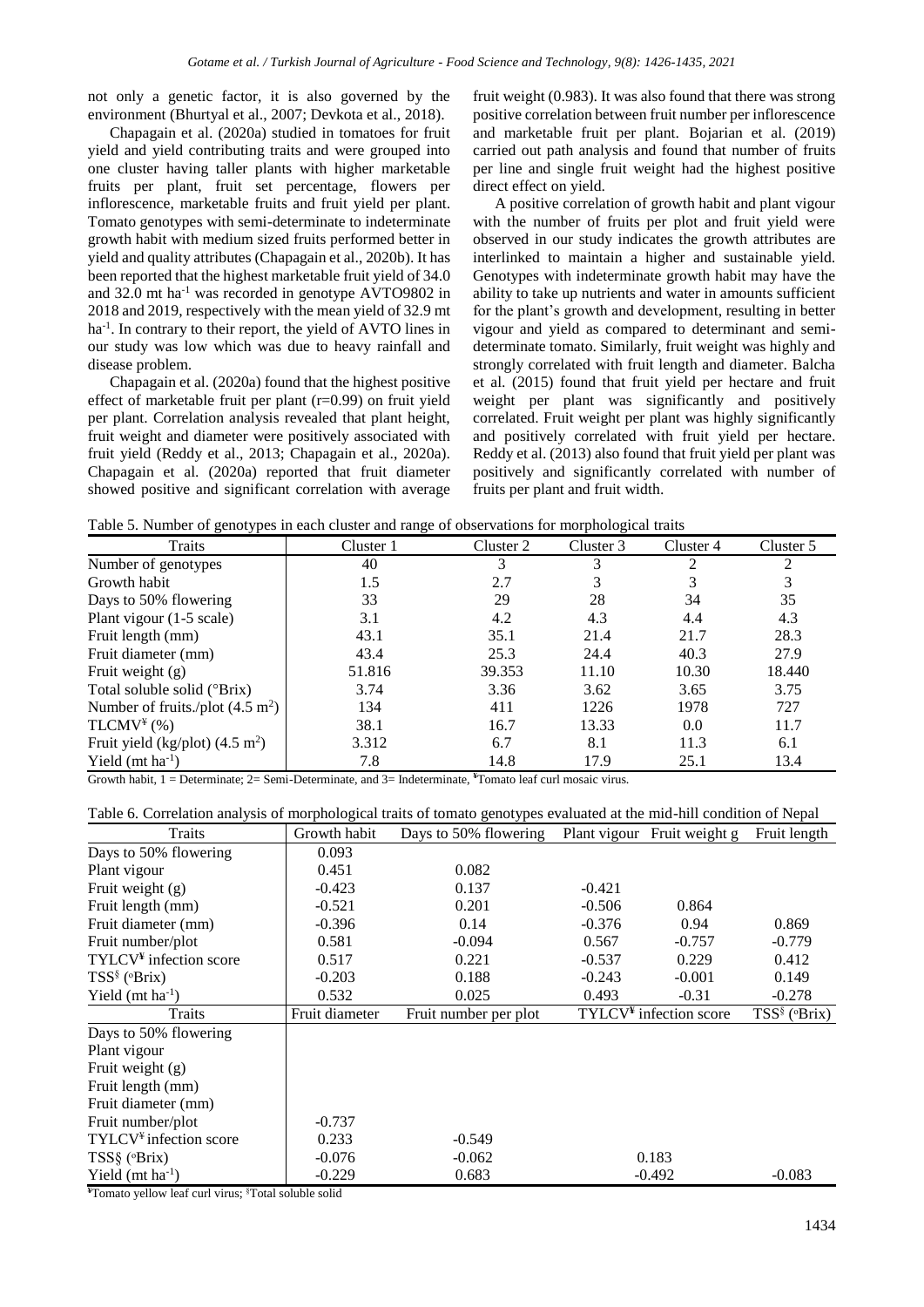not only a genetic factor, it is also governed by the environment (Bhurtyal et al., 2007; Devkota et al., 2018).

Chapagain et al. (2020a) studied in tomatoes for fruit yield and yield contributing traits and were grouped into one cluster having taller plants with higher marketable fruits per plant, fruit set percentage, flowers per inflorescence, marketable fruits and fruit yield per plant. Tomato genotypes with semi-determinate to indeterminate growth habit with medium sized fruits performed better in yield and quality attributes (Chapagain et al., 2020b). It has been reported that the highest marketable fruit yield of 34.0 and 32.0 mt ha$^{-1}$ was recorded in genotype AVTO9802 in 2018 and 2019, respectively with the mean yield of 32.9 mt ha$^{-1}$. In contrary to their report, the yield of AVTO lines in our study was low which was due to heavy rainfall and disease problem.

Chapagain et al. (2020a) found that the highest positive effect of marketable fruit per plant (r=0.99) on fruit yield per plant. Correlation analysis revealed that plant height, fruit weight and diameter were positively associated with fruit yield (Reddy et al., 2013; Chapagain et al., 2020a). Chapagain et al. (2020a) reported that fruit diameter showed positive and significant correlation with average fruit weight (0.983). It was also found that there was strong positive correlation between fruit number per inflorescence and marketable fruit per plant. Bojarian et al. (2019) carried out path analysis and found that number of fruits per line and single fruit weight had the highest positive direct effect on yield.

A positive correlation of growth habit and plant vigour with the number of fruits per plot and fruit yield were observed in our study indicates the growth attributes are interlinked to maintain a higher and sustainable yield. Genotypes with indeterminate growth habit may have the ability to take up nutrients and water in amounts sufficient for the plant's growth and development, resulting in better vigour and yield as compared to determinant and semi-determinate tomato. Similarly, fruit weight was highly and strongly correlated with fruit length and diameter. Balcha et al. (2015) found that fruit yield per hectare and fruit weight per plant was significantly and positively correlated. Fruit weight per plant was highly significantly and positively correlated with fruit yield per hectare. Reddy et al. (2013) also found that fruit yield per plant was positively and significantly correlated with number of fruits per plant and fruit width.

Table 5. Number of genotypes in each cluster and range of observations for morphological traits

| Traits | Cluster 1 | Cluster 2 | Cluster 3 | Cluster 4 | Cluster 5 |
|---|---|---|---|---|---|
| Number of genotypes | 40 | 3 | 3 | 2 | 2 |
| Growth habit | 1.5 | 2.7 | 3 | 3 | 3 |
| Days to 50% flowering | 33 | 29 | 28 | 34 | 35 |
| Plant vigour (1-5 scale) | 3.1 | 4.2 | 4.3 | 4.4 | 4.3 |
| Fruit length (mm) | 43.1 | 35.1 | 21.4 | 21.7 | 28.3 |
| Fruit diameter (mm) | 43.4 | 25.3 | 24.4 | 40.3 | 27.9 |
| Fruit weight (g) | 51.816 | 39.353 | 11.10 | 10.30 | 18.440 |
| Total soluble solid (°Brix) | 3.74 | 3.36 | 3.62 | 3.65 | 3.75 |
| Number of fruits./plot (4.5 m$^2$) | 134 | 411 | 1226 | 1978 | 727 |
| TLCMV[¥] (%) | 38.1 | 16.7 | 13.33 | 0.0 | 11.7 |
| Fruit yield (kg/plot) (4.5 m$^2$) | 3.312 | 6.7 | 8.1 | 11.3 | 6.1 |
| Yield (mt ha$^{-1}$) | 7.8 | 14.8 | 17.9 | 25.1 | 13.4 |

Growth habit, 1 = Determinate; 2= Semi-Determinate, and 3= Indeterminate, [¥]Tomato leaf curl mosaic virus.

Table 6. Correlation analysis of morphological traits of tomato genotypes evaluated at the mid-hill condition of Nepal

| Traits | Growth habit | Days to 50% flowering | Plant vigour | Fruit weight g | Fruit length |
|---|---|---|---|---|---|
| Days to 50% flowering | 0.093 | | | | |
| Plant vigour | 0.451 | 0.082 | | | |
| Fruit weight (g) | -0.423 | 0.137 | -0.421 | | |
| Fruit length (mm) | -0.521 | 0.201 | -0.506 | 0.864 | |
| Fruit diameter (mm) | -0.396 | 0.14 | -0.376 | 0.94 | 0.869 |
| Fruit number/plot | 0.581 | -0.094 | 0.567 | -0.757 | -0.779 |
| TYLCV[¥] infection score | 0.517 | 0.221 | -0.537 | 0.229 | 0.412 |
| TSS[§] (°Brix) | -0.203 | 0.188 | -0.243 | -0.001 | 0.149 |
| Yield (mt ha$^{-1}$) | 0.532 | 0.025 | 0.493 | -0.31 | -0.278 |
| **Traits** | **Fruit diameter** | **Fruit number per plot** | **TYLCV[¥] infection score** | | **TSS[§] (°Brix)** |
| Days to 50% flowering | | | | | |
| Plant vigour | | | | | |
| Fruit weight (g) | | | | | |
| Fruit length (mm) | | | | | |
| Fruit diameter (mm) | | | | | |
| Fruit number/plot | -0.737 | | | | |
| TYLCV[¥] infection score | 0.233 | -0.549 | | | |
| TSS§ (°Brix) | -0.076 | -0.062 | 0.183 | | |
| Yield (mt ha$^{-1}$) | -0.229 | 0.683 | -0.492 | | -0.083 |

[¥]Tomato yellow leaf curl virus; [§]Total soluble solid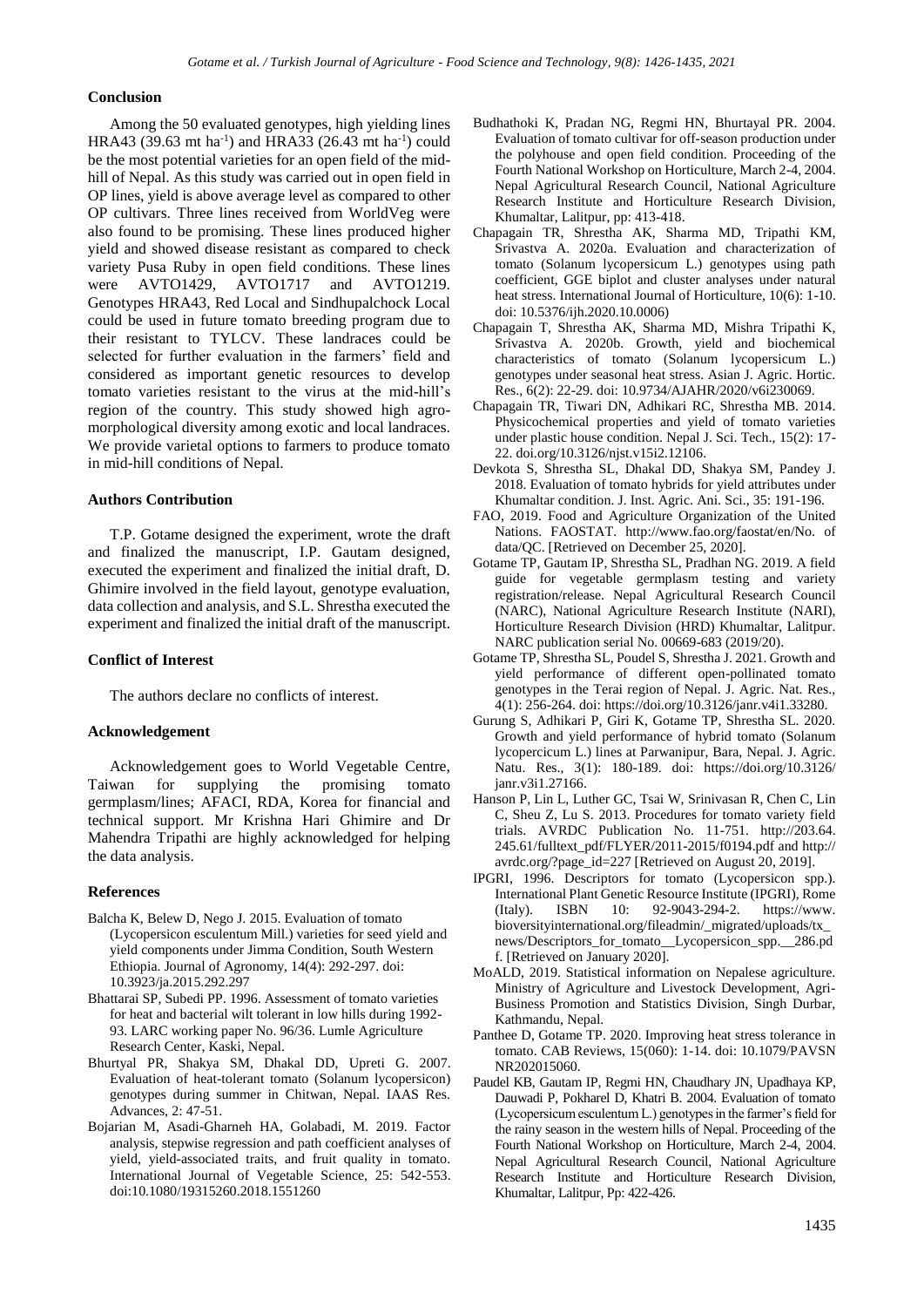## Conclusion

Among the 50 evaluated genotypes, high yielding lines HRA43 (39.63 mt ha$^{-1}$) and HRA33 (26.43 mt ha$^{-1}$) could be the most potential varieties for an open field of the mid-hill of Nepal. As this study was carried out in open field in OP lines, yield is above average level as compared to other OP cultivars. Three lines received from WorldVeg were also found to be promising. These lines produced higher yield and showed disease resistant as compared to check variety Pusa Ruby in open field conditions. These lines were AVTO1429, AVTO1717 and AVTO1219. Genotypes HRA43, Red Local and Sindhupalchock Local could be used in future tomato breeding program due to their resistant to TYLCV. These landraces could be selected for further evaluation in the farmers' field and considered as important genetic resources to develop tomato varieties resistant to the virus at the mid-hill's region of the country. This study showed high agro-morphological diversity among exotic and local landraces. We provide varietal options to farmers to produce tomato in mid-hill conditions of Nepal.

## Authors Contribution

T.P. Gotame designed the experiment, wrote the draft and finalized the manuscript, I.P. Gautam designed, executed the experiment and finalized the initial draft, D. Ghimire involved in the field layout, genotype evaluation, data collection and analysis, and S.L. Shrestha executed the experiment and finalized the initial draft of the manuscript.

## Conflict of Interest

The authors declare no conflicts of interest.

## Acknowledgement

Acknowledgement goes to World Vegetable Centre, Taiwan for supplying the promising tomato germplasm/lines; AFACI, RDA, Korea for financial and technical support. Mr Krishna Hari Ghimire and Dr Mahendra Tripathi are highly acknowledged for helping the data analysis.

## References

Balcha K, Belew D, Nego J. 2015. Evaluation of tomato (Lycopersicon esculentum Mill.) varieties for seed yield and yield components under Jimma Condition, South Western Ethiopia. Journal of Agronomy, 14(4): 292-297. doi: 10.3923/ja.2015.292.297

Bhattarai SP, Subedi PP. 1996. Assessment of tomato varieties for heat and bacterial wilt tolerant in low hills during 1992-93. LARC working paper No. 96/36. Lumle Agriculture Research Center, Kaski, Nepal.

Bhurtyal PR, Shakya SM, Dhakal DD, Upreti G. 2007. Evaluation of heat-tolerant tomato (Solanum lycopersicon) genotypes during summer in Chitwan, Nepal. IAAS Res. Advances, 2: 47-51.

Bojarian M, Asadi-Gharneh HA, Golabadi, M. 2019. Factor analysis, stepwise regression and path coefficient analyses of yield, yield-associated traits, and fruit quality in tomato. International Journal of Vegetable Science, 25: 542-553. doi:10.1080/19315260.2018.1551260

Budhathoki K, Pradan NG, Regmi HN, Bhurtayal PR. 2004. Evaluation of tomato cultivar for off-season production under the polyhouse and open field condition. Proceeding of the Fourth National Workshop on Horticulture, March 2-4, 2004. Nepal Agricultural Research Council, National Agriculture Research Institute and Horticulture Research Division, Khumaltar, Lalitpur, pp: 413-418.

Chapagain TR, Shrestha AK, Sharma MD, Tripathi KM, Srivastva A. 2020a. Evaluation and characterization of tomato (Solanum lycopersicum L.) genotypes using path coefficient, GGE biplot and cluster analyses under natural heat stress. International Journal of Horticulture, 10(6): 1-10. doi: 10.5376/ijh.2020.10.0006)

Chapagain T, Shrestha AK, Sharma MD, Mishra Tripathi K, Srivastva A. 2020b. Growth, yield and biochemical characteristics of tomato (Solanum lycopersicum L.) genotypes under seasonal heat stress. Asian J. Agric. Hortic. Res., 6(2): 22-29. doi: 10.9734/AJAHR/2020/v6i230069.

Chapagain TR, Tiwari DN, Adhikari RC, Shrestha MB. 2014. Physicochemical properties and yield of tomato varieties under plastic house condition. Nepal J. Sci. Tech., 15(2): 17-22. doi.org/10.3126/njst.v15i2.12106.

Devkota S, Shrestha SL, Dhakal DD, Shakya SM, Pandey J. 2018. Evaluation of tomato hybrids for yield attributes under Khumaltar condition. J. Inst. Agric. Ani. Sci., 35: 191-196.

FAO, 2019. Food and Agriculture Organization of the United Nations. FAOSTAT. http://www.fao.org/faostat/en/No. of data/QC. [Retrieved on December 25, 2020].

Gotame TP, Gautam IP, Shrestha SL, Pradhan NG. 2019. A field guide for vegetable germplasm testing and variety registration/release. Nepal Agricultural Research Council (NARC), National Agriculture Research Institute (NARI), Horticulture Research Division (HRD) Khumaltar, Lalitpur. NARC publication serial No. 00669-683 (2019/20).

Gotame TP, Shrestha SL, Poudel S, Shrestha J. 2021. Growth and yield performance of different open-pollinated tomato genotypes in the Terai region of Nepal. J. Agric. Nat. Res., 4(1): 256-264. doi: https://doi.org/10.3126/janr.v4i1.33280.

Gurung S, Adhikari P, Giri K, Gotame TP, Shrestha SL. 2020. Growth and yield performance of hybrid tomato (Solanum lycopercicum L.) lines at Parwanipur, Bara, Nepal. J. Agric. Natu. Res., 3(1): 180-189. doi: https://doi.org/10.3126/janr.v3i1.27166.

Hanson P, Lin L, Luther GC, Tsai W, Srinivasan R, Chen C, Lin C, Sheu Z, Lu S. 2013. Procedures for tomato variety field trials. AVRDC Publication No. 11-751. http://203.64.245.61/fulltext_pdf/FLYER/2011-2015/f0194.pdf and http://avrdc.org/?page_id=227 [Retrieved on August 20, 2019].

IPGRI, 1996. Descriptors for tomato (Lycopersicon spp.). International Plant Genetic Resource Institute (IPGRI), Rome (Italy). ISBN 10: 92-9043-294-2. https://www.bioversityinternational.org/fileadmin/_migrated/uploads/tx_news/Descriptors_for_tomato__Lycopersicon_spp.__286.pdf. [Retrieved on January 2020].

MoALD, 2019. Statistical information on Nepalese agriculture. Ministry of Agriculture and Livestock Development, Agri-Business Promotion and Statistics Division, Singh Durbar, Kathmandu, Nepal.

Panthee D, Gotame TP. 2020. Improving heat stress tolerance in tomato. CAB Reviews, 15(060): 1-14. doi: 10.1079/PAVSNNR202015060.

Paudel KB, Gautam IP, Regmi HN, Chaudhary JN, Upadhaya KP, Dauwadi P, Pokharel D, Khatri B. 2004. Evaluation of tomato (Lycopersicum esculentum L.) genotypes in the farmer's field for the rainy season in the western hills of Nepal. Proceeding of the Fourth National Workshop on Horticulture, March 2-4, 2004. Nepal Agricultural Research Council, National Agriculture Research Institute and Horticulture Research Division, Khumaltar, Lalitpur, Pp: 422-426.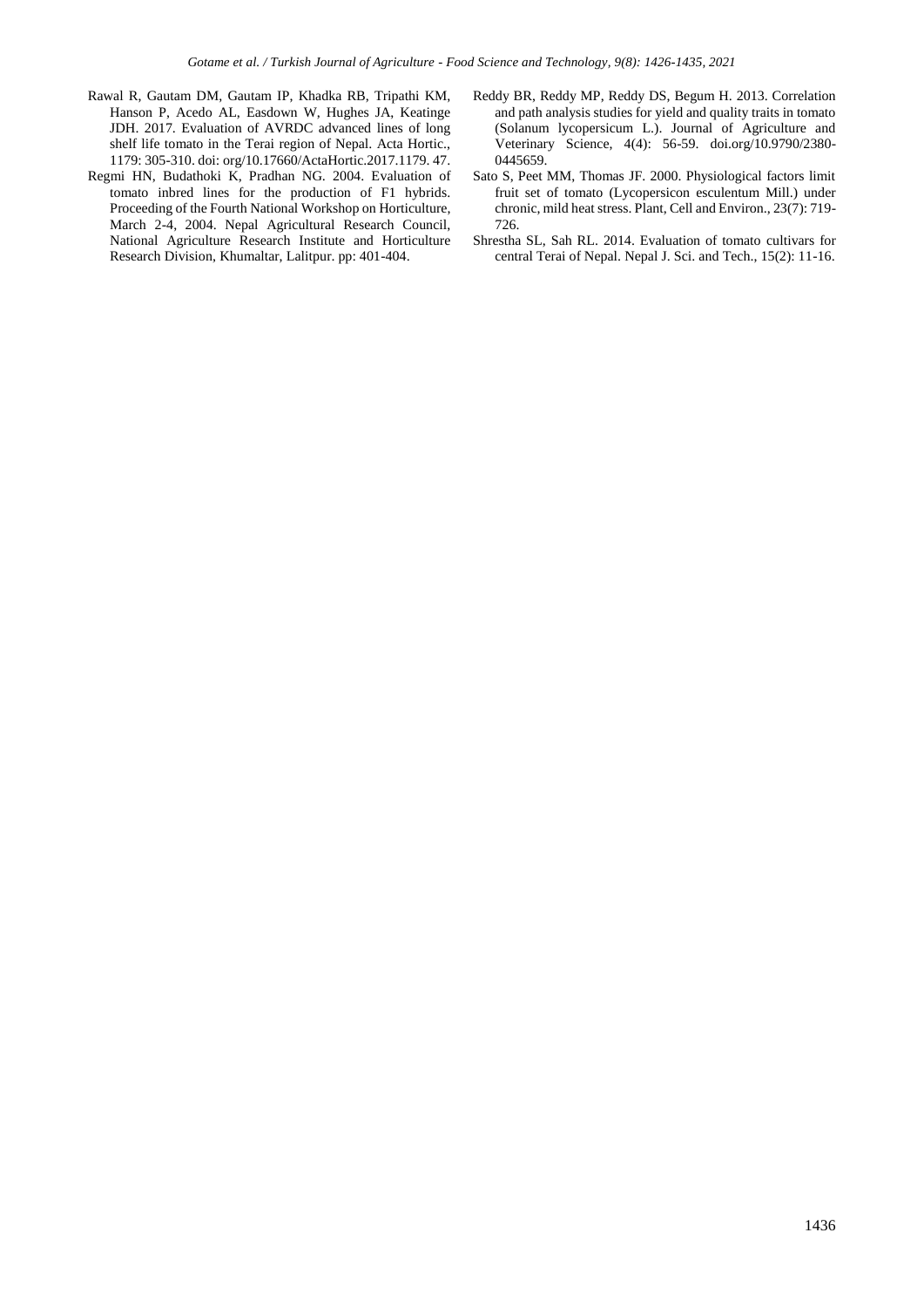Rawal R, Gautam DM, Gautam IP, Khadka RB, Tripathi KM, Hanson P, Acedo AL, Easdown W, Hughes JA, Keatinge JDH. 2017. Evaluation of AVRDC advanced lines of long shelf life tomato in the Terai region of Nepal. Acta Hortic., 1179: 305-310. doi: org/10.17660/ActaHortic.2017.1179. 47.

Regmi HN, Budathoki K, Pradhan NG. 2004. Evaluation of tomato inbred lines for the production of F1 hybrids. Proceeding of the Fourth National Workshop on Horticulture, March 2-4, 2004. Nepal Agricultural Research Council, National Agriculture Research Institute and Horticulture Research Division, Khumaltar, Lalitpur. pp: 401-404.

Reddy BR, Reddy MP, Reddy DS, Begum H. 2013. Correlation and path analysis studies for yield and quality traits in tomato (Solanum lycopersicum L.). Journal of Agriculture and Veterinary Science, 4(4): 56-59. doi.org/10.9790/2380-0445659.

Sato S, Peet MM, Thomas JF. 2000. Physiological factors limit fruit set of tomato (Lycopersicon esculentum Mill.) under chronic, mild heat stress. Plant, Cell and Environ., 23(7): 719-726.

Shrestha SL, Sah RL. 2014. Evaluation of tomato cultivars for central Terai of Nepal. Nepal J. Sci. and Tech., 15(2): 11-16.